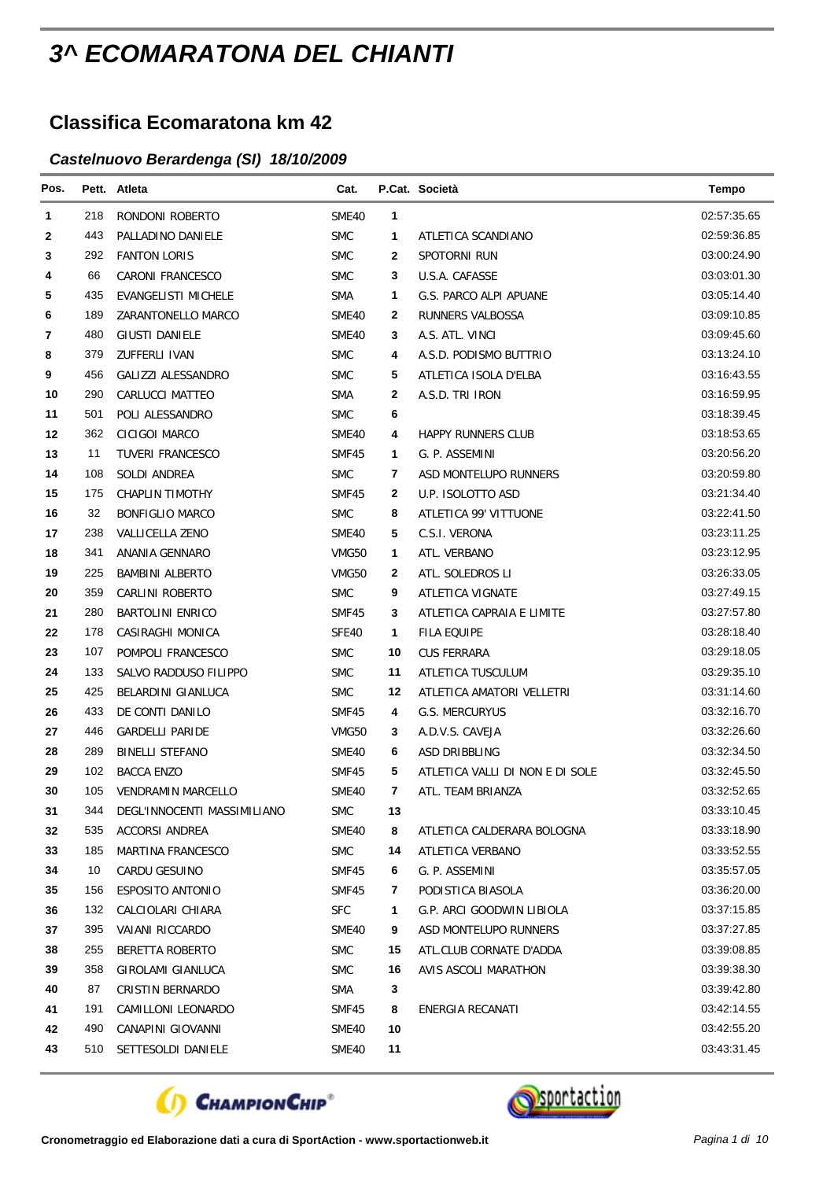# 3^ ECOMARATONA DEL CHIANTI

## Classifica Ecomaratona km 42

### *Castelnuovo Berardenga (SI) 18/10/2009*

| Pos. | Pett. | Atleta | Cat. | P.Cat. | Società | Tempo |
|---|---|---|---|---|---|---|
| 1 | 218 | RONDONI ROBERTO | SME40 | 1 | | 02:57:35.65 |
| 2 | 443 | PALLADINO DANIELE | SMC | 1 | ATLETICA SCANDIANO | 02:59:36.85 |
| 3 | 292 | FANTON LORIS | SMC | 2 | SPOTORNI RUN | 03:00:24.90 |
| 4 | 66 | CARONI FRANCESCO | SMC | 3 | U.S.A. CAFASSE | 03:03:01.30 |
| 5 | 435 | EVANGELISTI MICHELE | SMA | 1 | G.S. PARCO ALPI APUANE | 03:05:14.40 |
| 6 | 189 | ZARANTONELLO MARCO | SME40 | 2 | RUNNERS VALBOSSA | 03:09:10.85 |
| 7 | 480 | GIUSTI DANIELE | SME40 | 3 | A.S. ATL. VINCI | 03:09:45.60 |
| 8 | 379 | ZUFFERLI IVAN | SMC | 4 | A.S.D. PODISMO BUTTRIO | 03:13:24.10 |
| 9 | 456 | GALIZZI ALESSANDRO | SMC | 5 | ATLETICA ISOLA D'ELBA | 03:16:43.55 |
| 10 | 290 | CARLUCCI MATTEO | SMA | 2 | A.S.D. TRI IRON | 03:16:59.95 |
| 11 | 501 | POLI ALESSANDRO | SMC | 6 | | 03:18:39.45 |
| 12 | 362 | CICIGOI MARCO | SME40 | 4 | HAPPY RUNNERS CLUB | 03:18:53.65 |
| 13 | 11 | TUVERI FRANCESCO | SMF45 | 1 | G. P. ASSEMINI | 03:20:56.20 |
| 14 | 108 | SOLDI ANDREA | SMC | 7 | ASD MONTELUPO RUNNERS | 03:20:59.80 |
| 15 | 175 | CHAPLIN TIMOTHY | SMF45 | 2 | U.P. ISOLOTTO ASD | 03:21:34.40 |
| 16 | 32 | BONFIGLIO MARCO | SMC | 8 | ATLETICA 99' VITTUONE | 03:22:41.50 |
| 17 | 238 | VALLICELLA ZENO | SME40 | 5 | C.S.I. VERONA | 03:23:11.25 |
| 18 | 341 | ANANIA GENNARO | VMG50 | 1 | ATL. VERBANO | 03:23:12.95 |
| 19 | 225 | BAMBINI ALBERTO | VMG50 | 2 | ATL. SOLEDROS LI | 03:26:33.05 |
| 20 | 359 | CARLINI ROBERTO | SMC | 9 | ATLETICA VIGNATE | 03:27:49.15 |
| 21 | 280 | BARTOLINI ENRICO | SMF45 | 3 | ATLETICA CAPRAIA E LIMITE | 03:27:57.80 |
| 22 | 178 | CASIRAGHI MONICA | SFE40 | 1 | FILA EQUIPE | 03:28:18.40 |
| 23 | 107 | POMPOLI FRANCESCO | SMC | 10 | CUS FERRARA | 03:29:18.05 |
| 24 | 133 | SALVO RADDUSO FILIPPO | SMC | 11 | ATLETICA TUSCULUM | 03:29:35.10 |
| 25 | 425 | BELARDINI GIANLUCA | SMC | 12 | ATLETICA AMATORI VELLETRI | 03:31:14.60 |
| 26 | 433 | DE CONTI DANILO | SMF45 | 4 | G.S. MERCURYUS | 03:32:16.70 |
| 27 | 446 | GARDELLI PARIDE | VMG50 | 3 | A.D.V.S. CAVEJA | 03:32:26.60 |
| 28 | 289 | BINELLI STEFANO | SME40 | 6 | ASD DRIBBLING | 03:32:34.50 |
| 29 | 102 | BACCA ENZO | SMF45 | 5 | ATLETICA VALLI DI NON E DI SOLE | 03:32:45.50 |
| 30 | 105 | VENDRAMIN MARCELLO | SME40 | 7 | ATL. TEAM BRIANZA | 03:32:52.65 |
| 31 | 344 | DEGL'INNOCENTI MASSIMILIANO | SMC | 13 | | 03:33:10.45 |
| 32 | 535 | ACCORSI ANDREA | SME40 | 8 | ATLETICA CALDERARA BOLOGNA | 03:33:18.90 |
| 33 | 185 | MARTINA FRANCESCO | SMC | 14 | ATLETICA VERBANO | 03:33:52.55 |
| 34 | 10 | CARDU GESUINO | SMF45 | 6 | G. P. ASSEMINI | 03:35:57.05 |
| 35 | 156 | ESPOSITO ANTONIO | SMF45 | 7 | PODISTICA BIASOLA | 03:36:20.00 |
| 36 | 132 | CALCIOLARI CHIARA | SFC | 1 | G.P. ARCI GOODWIN LIBIOLA | 03:37:15.85 |
| 37 | 395 | VAIANI RICCARDO | SME40 | 9 | ASD MONTELUPO RUNNERS | 03:37:27.85 |
| 38 | 255 | BERETTA ROBERTO | SMC | 15 | ATL.CLUB CORNATE D'ADDA | 03:39:08.85 |
| 39 | 358 | GIROLAMI GIANLUCA | SMC | 16 | AVIS ASCOLI MARATHON | 03:39:38.30 |
| 40 | 87 | CRISTIN BERNARDO | SMA | 3 | | 03:39:42.80 |
| 41 | 191 | CAMILLONI LEONARDO | SMF45 | 8 | ENERGIA RECANATI | 03:42:14.55 |
| 42 | 490 | CANAPINI GIOVANNI | SME40 | 10 | | 03:42:55.20 |
| 43 | 510 | SETTESOLDI DANIELE | SME40 | 11 | | 03:43:31.45 |

Cronometraggio ed Elaborazione dati a cura di SportAction - www.sportactionweb.it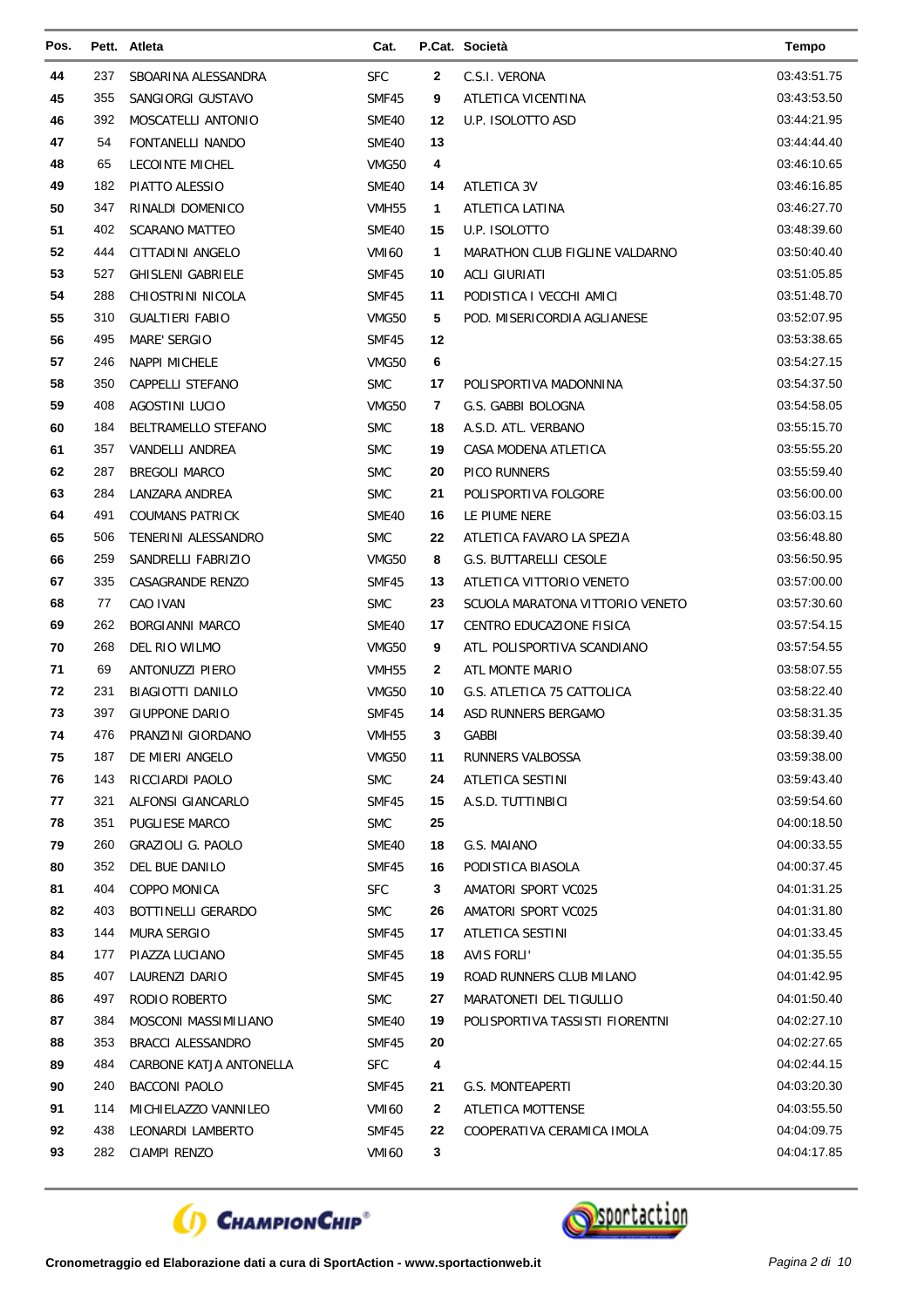| Pos. | Pett. | Atleta | Cat. | P.Cat. | Società | Tempo |
|---|---|---|---|---|---|---|
| 44 | 237 | SBOARINA ALESSANDRA | SFC | 2 | C.S.I. VERONA | 03:43:51.75 |
| 45 | 355 | SANGIORGI GUSTAVO | SMF45 | 9 | ATLETICA VICENTINA | 03:43:53.50 |
| 46 | 392 | MOSCATELLI ANTONIO | SME40 | 12 | U.P. ISOLOTTO ASD | 03:44:21.95 |
| 47 | 54 | FONTANELLI NANDO | SME40 | 13 | | 03:44:44.40 |
| 48 | 65 | LECOINTE MICHEL | VMG50 | 4 | | 03:46:10.65 |
| 49 | 182 | PIATTO ALESSIO | SME40 | 14 | ATLETICA 3V | 03:46:16.85 |
| 50 | 347 | RINALDI DOMENICO | VMH55 | 1 | ATLETICA LATINA | 03:46:27.70 |
| 51 | 402 | SCARANO MATTEO | SME40 | 15 | U.P. ISOLOTTO | 03:48:39.60 |
| 52 | 444 | CITTADINI ANGELO | VMI60 | 1 | MARATHON CLUB FIGLINE VALDARNO | 03:50:40.40 |
| 53 | 527 | GHISLENI GABRIELE | SMF45 | 10 | ACLI GIURIATI | 03:51:05.85 |
| 54 | 288 | CHIOSTRINI NICOLA | SMF45 | 11 | PODISTICA I VECCHI AMICI | 03:51:48.70 |
| 55 | 310 | GUALTIERI FABIO | VMG50 | 5 | POD. MISERICORDIA AGLIANESE | 03:52:07.95 |
| 56 | 495 | MARE' SERGIO | SMF45 | 12 | | 03:53:38.65 |
| 57 | 246 | NAPPI MICHELE | VMG50 | 6 | | 03:54:27.15 |
| 58 | 350 | CAPPELLI STEFANO | SMC | 17 | POLISPORTIVA MADONNINA | 03:54:37.50 |
| 59 | 408 | AGOSTINI LUCIO | VMG50 | 7 | G.S. GABBI BOLOGNA | 03:54:58.05 |
| 60 | 184 | BELTRAMELLO STEFANO | SMC | 18 | A.S.D. ATL. VERBANO | 03:55:15.70 |
| 61 | 357 | VANDELLI ANDREA | SMC | 19 | CASA MODENA ATLETICA | 03:55:55.20 |
| 62 | 287 | BREGOLI MARCO | SMC | 20 | PICO RUNNERS | 03:55:59.40 |
| 63 | 284 | LANZARA ANDREA | SMC | 21 | POLISPORTIVA FOLGORE | 03:56:00.00 |
| 64 | 491 | COUMANS PATRICK | SME40 | 16 | LE PIUME NERE | 03:56:03.15 |
| 65 | 506 | TENERINI ALESSANDRO | SMC | 22 | ATLETICA FAVARO LA SPEZIA | 03:56:48.80 |
| 66 | 259 | SANDRELLI FABRIZIO | VMG50 | 8 | G.S. BUTTARELLI CESOLE | 03:56:50.95 |
| 67 | 335 | CASAGRANDE RENZO | SMF45 | 13 | ATLETICA VITTORIO VENETO | 03:57:00.00 |
| 68 | 77 | CAO IVAN | SMC | 23 | SCUOLA MARATONA VITTORIO VENETO | 03:57:30.60 |
| 69 | 262 | BORGIANNI MARCO | SME40 | 17 | CENTRO EDUCAZIONE FISICA | 03:57:54.15 |
| 70 | 268 | DEL RIO WILMO | VMG50 | 9 | ATL. POLISPORTIVA SCANDIANO | 03:57:54.55 |
| 71 | 69 | ANTONUZZI PIERO | VMH55 | 2 | ATL MONTE MARIO | 03:58:07.55 |
| 72 | 231 | BIAGIOTTI DANILO | VMG50 | 10 | G.S. ATLETICA 75 CATTOLICA | 03:58:22.40 |
| 73 | 397 | GIUPPONE DARIO | SMF45 | 14 | ASD RUNNERS BERGAMO | 03:58:31.35 |
| 74 | 476 | PRANZINI GIORDANO | VMH55 | 3 | GABBI | 03:58:39.40 |
| 75 | 187 | DE MIERI ANGELO | VMG50 | 11 | RUNNERS VALBOSSA | 03:59:38.00 |
| 76 | 143 | RICCIARDI PAOLO | SMC | 24 | ATLETICA SESTINI | 03:59:43.40 |
| 77 | 321 | ALFONSI GIANCARLO | SMF45 | 15 | A.S.D. TUTTINBICI | 03:59:54.60 |
| 78 | 351 | PUGLIESE MARCO | SMC | 25 | | 04:00:18.50 |
| 79 | 260 | GRAZIOLI G. PAOLO | SME40 | 18 | G.S. MAIANO | 04:00:33.55 |
| 80 | 352 | DEL BUE DANILO | SMF45 | 16 | PODISTICA BIASOLA | 04:00:37.45 |
| 81 | 404 | COPPO MONICA | SFC | 3 | AMATORI SPORT VC025 | 04:01:31.25 |
| 82 | 403 | BOTTINELLI GERARDO | SMC | 26 | AMATORI SPORT VC025 | 04:01:31.80 |
| 83 | 144 | MURA SERGIO | SMF45 | 17 | ATLETICA SESTINI | 04:01:33.45 |
| 84 | 177 | PIAZZA LUCIANO | SMF45 | 18 | AVIS FORLI' | 04:01:35.55 |
| 85 | 407 | LAURENZI DARIO | SMF45 | 19 | ROAD RUNNERS CLUB MILANO | 04:01:42.95 |
| 86 | 497 | RODIO ROBERTO | SMC | 27 | MARATONETI DEL TIGULLIO | 04:01:50.40 |
| 87 | 384 | MOSCONI MASSIMILIANO | SME40 | 19 | POLISPORTIVA TASSISTI FIORENTNI | 04:02:27.10 |
| 88 | 353 | BRACCI ALESSANDRO | SMF45 | 20 | | 04:02:27.65 |
| 89 | 484 | CARBONE KATJA ANTONELLA | SFC | 4 | | 04:02:44.15 |
| 90 | 240 | BACCONI PAOLO | SMF45 | 21 | G.S. MONTEAPERTI | 04:03:20.30 |
| 91 | 114 | MICHIELAZZO VANNILEO | VMI60 | 2 | ATLETICA MOTTENSE | 04:03:55.50 |
| 92 | 438 | LEONARDI LAMBERTO | SMF45 | 22 | COOPERATIVA CERAMICA IMOLA | 04:04:09.75 |
| 93 | 282 | CIAMPI RENZO | VMI60 | 3 | | 04:04:17.85 |

**Cronometraggio ed Elaborazione dati a cura di SportAction - www.sportactionweb.it**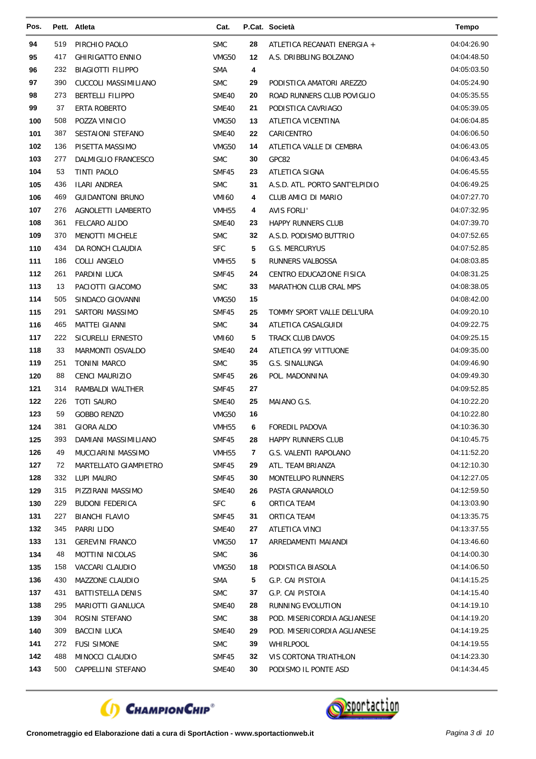| Pos. | Pett. | Atleta | Cat. | P.Cat. | Società | Tempo |
|---|---|---|---|---|---|---|
| 94 | 519 | PIRCHIO PAOLO | SMC | 28 | ATLETICA RECANATI ENERGIA + | 04:04:26.90 |
| 95 | 417 | GHIRIGATTO ENNIO | VMG50 | 12 | A.S. DRIBBLING BOLZANO | 04:04:48.50 |
| 96 | 232 | BIAGIOTTI FILIPPO | SMA | 4 | | 04:05:03.50 |
| 97 | 390 | CUCCOLI MASSIMILIANO | SMC | 29 | PODISTICA AMATORI AREZZO | 04:05:24.90 |
| 98 | 273 | BERTELLI FILIPPO | SME40 | 20 | ROAD RUNNERS CLUB POVIGLIO | 04:05:35.55 |
| 99 | 37 | ERTA ROBERTO | SME40 | 21 | PODISTICA CAVRIAGO | 04:05:39.05 |
| 100 | 508 | POZZA VINICIO | VMG50 | 13 | ATLETICA VICENTINA | 04:06:04.85 |
| 101 | 387 | SESTAIONI STEFANO | SME40 | 22 | CARICENTRO | 04:06:06.50 |
| 102 | 136 | PISETTA MASSIMO | VMG50 | 14 | ATLETICA VALLE DI CEMBRA | 04:06:43.05 |
| 103 | 277 | DALMIGLIO FRANCESCO | SMC | 30 | GPC82 | 04:06:43.45 |
| 104 | 53 | TINTI PAOLO | SMF45 | 23 | ATLETICA SIGNA | 04:06:45.55 |
| 105 | 436 | ILARI ANDREA | SMC | 31 | A.S.D. ATL. PORTO SANT'ELPIDIO | 04:06:49.25 |
| 106 | 469 | GUIDANTONI BRUNO | VMI60 | 4 | CLUB AMICI DI MARIO | 04:07:27.70 |
| 107 | 276 | AGNOLETTI LAMBERTO | VMH55 | 4 | AVIS FORLI' | 04:07:32.95 |
| 108 | 361 | FELCARO ALIDO | SME40 | 23 | HAPPY RUNNERS CLUB | 04:07:39.70 |
| 109 | 370 | MENOTTI MICHELE | SMC | 32 | A.S.D. PODISMO BUTTRIO | 04:07:52.65 |
| 110 | 434 | DA RONCH CLAUDIA | SFC | 5 | G.S. MERCURYUS | 04:07:52.85 |
| 111 | 186 | COLLI ANGELO | VMH55 | 5 | RUNNERS VALBOSSA | 04:08:03.85 |
| 112 | 261 | PARDINI LUCA | SMF45 | 24 | CENTRO EDUCAZIONE FISICA | 04:08:31.25 |
| 113 | 13 | PACIOTTI GIACOMO | SMC | 33 | MARATHON CLUB CRAL MPS | 04:08:38.05 |
| 114 | 505 | SINDACO GIOVANNI | VMG50 | 15 | | 04:08:42.00 |
| 115 | 291 | SARTORI MASSIMO | SMF45 | 25 | TOMMY SPORT VALLE DELL'URA | 04:09:20.10 |
| 116 | 465 | MATTEI GIANNI | SMC | 34 | ATLETICA CASALGUIDI | 04:09:22.75 |
| 117 | 222 | SICURELLI ERNESTO | VMI60 | 5 | TRACK CLUB DAVOS | 04:09:25.15 |
| 118 | 33 | MARMONTI OSVALDO | SME40 | 24 | ATLETICA 99' VITTUONE | 04:09:35.00 |
| 119 | 251 | TONINI MARCO | SMC | 35 | G.S. SINALUNGA | 04:09:46.90 |
| 120 | 88 | CENCI MAURIZIO | SMF45 | 26 | POL. MADONNINA | 04:09:49.30 |
| 121 | 314 | RAMBALDI WALTHER | SMF45 | 27 | | 04:09:52.85 |
| 122 | 226 | TOTI SAURO | SME40 | 25 | MAIANO G.S. | 04:10:22.20 |
| 123 | 59 | GOBBO RENZO | VMG50 | 16 | | 04:10:22.80 |
| 124 | 381 | GIORA ALDO | VMH55 | 6 | FOREDIL PADOVA | 04:10:36.30 |
| 125 | 393 | DAMIANI MASSIMILIANO | SMF45 | 28 | HAPPY RUNNERS CLUB | 04:10:45.75 |
| 126 | 49 | MUCCIARINI MASSIMO | VMH55 | 7 | G.S. VALENTI RAPOLANO | 04:11:52.20 |
| 127 | 72 | MARTELLATO GIAMPIETRO | SMF45 | 29 | ATL. TEAM BRIANZA | 04:12:10.30 |
| 128 | 332 | LUPI MAURO | SMF45 | 30 | MONTELUPO RUNNERS | 04:12:27.05 |
| 129 | 315 | PIZZIRANI MASSIMO | SME40 | 26 | PASTA GRANAROLO | 04:12:59.50 |
| 130 | 229 | BUDONI FEDERICA | SFC | 6 | ORTICA TEAM | 04:13:03.90 |
| 131 | 227 | BIANCHI FLAVIO | SMF45 | 31 | ORTICA TEAM | 04:13:35.75 |
| 132 | 345 | PARRI LIDO | SME40 | 27 | ATLETICA VINCI | 04:13:37.55 |
| 133 | 131 | GEREVINI FRANCO | VMG50 | 17 | ARREDAMENTI MAIANDI | 04:13:46.60 |
| 134 | 48 | MOTTINI NICOLAS | SMC | 36 | | 04:14:00.30 |
| 135 | 158 | VACCARI CLAUDIO | VMG50 | 18 | PODISTICA BIASOLA | 04:14:06.50 |
| 136 | 430 | MAZZONE CLAUDIO | SMA | 5 | G.P. CAI PISTOIA | 04:14:15.25 |
| 137 | 431 | BATTISTELLA DENIS | SMC | 37 | G.P. CAI PISTOIA | 04:14:15.40 |
| 138 | 295 | MARIOTTI GIANLUCA | SME40 | 28 | RUNNING EVOLUTION | 04:14:19.10 |
| 139 | 304 | ROSINI STEFANO | SMC | 38 | POD. MISERICORDIA AGLIANESE | 04:14:19.20 |
| 140 | 309 | BACCINI LUCA | SME40 | 29 | POD. MISERICORDIA AGLIANESE | 04:14:19.25 |
| 141 | 272 | FUSI SIMONE | SMC | 39 | WHIRLPOOL | 04:14:19.55 |
| 142 | 488 | MINOCCI CLAUDIO | SMF45 | 32 | VIS CORTONA TRIATHLON | 04:14:23.30 |
| 143 | 500 | CAPPELLINI STEFANO | SME40 | 30 | PODISMO IL PONTE ASD | 04:14:34.45 |

**Cronometraggio ed Elaborazione dati a cura di SportAction - www.sportactionweb.it**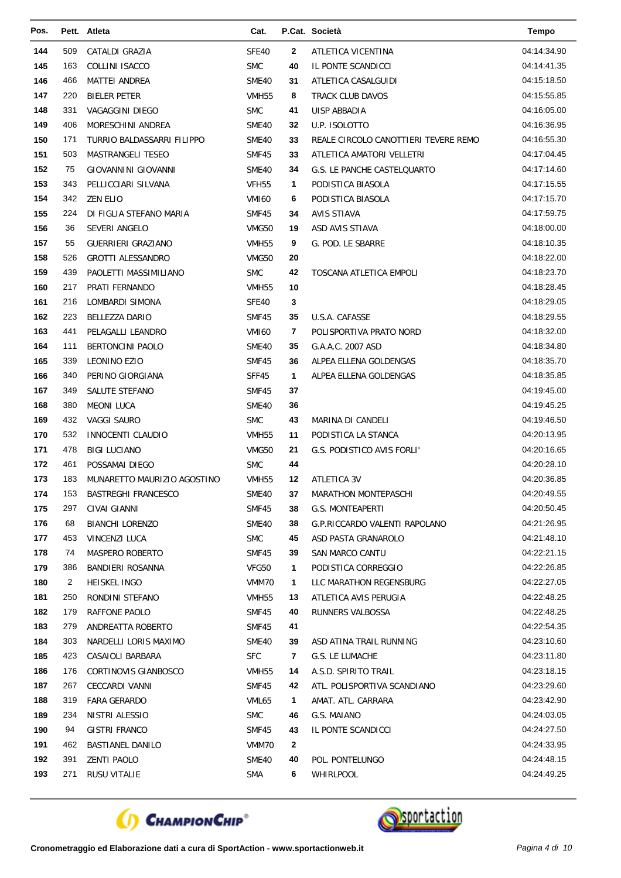| Pos. | Pett. | Atleta | Cat. | P.Cat. | Società | Tempo |
|---|---|---|---|---|---|---|
| 144 | 509 | CATALDI GRAZIA | SFE40 | 2 | ATLETICA VICENTINA | 04:14:34.90 |
| 145 | 163 | COLLINI ISACCO | SMC | 40 | IL PONTE SCANDICCI | 04:14:41.35 |
| 146 | 466 | MATTEI ANDREA | SME40 | 31 | ATLETICA CASALGUIDI | 04:15:18.50 |
| 147 | 220 | BIELER PETER | VMH55 | 8 | TRACK CLUB DAVOS | 04:15:55.85 |
| 148 | 331 | VAGAGGINI DIEGO | SMC | 41 | UISP ABBADIA | 04:16:05.00 |
| 149 | 406 | MORESCHINI ANDREA | SME40 | 32 | U.P. ISOLOTTO | 04:16:36.95 |
| 150 | 171 | TURRIO BALDASSARRI FILIPPO | SME40 | 33 | REALE CIRCOLO CANOTTIERI TEVERE REMO | 04:16:55.30 |
| 151 | 503 | MASTRANGELI TESEO | SMF45 | 33 | ATLETICA AMATORI VELLETRI | 04:17:04.45 |
| 152 | 75 | GIOVANNINI GIOVANNI | SME40 | 34 | G.S. LE PANCHE CASTELQUARTO | 04:17:14.60 |
| 153 | 343 | PELLICCIARI SILVANA | VFH55 | 1 | PODISTICA BIASOLA | 04:17:15.55 |
| 154 | 342 | ZEN ELIO | VMI60 | 6 | PODISTICA BIASOLA | 04:17:15.70 |
| 155 | 224 | DI FIGLIA STEFANO MARIA | SMF45 | 34 | AVIS STIAVA | 04:17:59.75 |
| 156 | 36 | SEVERI ANGELO | VMG50 | 19 | ASD AVIS STIAVA | 04:18:00.00 |
| 157 | 55 | GUERRIERI GRAZIANO | VMH55 | 9 | G. POD. LE SBARRE | 04:18:10.35 |
| 158 | 526 | GROTTI ALESSANDRO | VMG50 | 20 | | 04:18:22.00 |
| 159 | 439 | PAOLETTI MASSIMILIANO | SMC | 42 | TOSCANA ATLETICA EMPOLI | 04:18:23.70 |
| 160 | 217 | PRATI FERNANDO | VMH55 | 10 | | 04:18:28.45 |
| 161 | 216 | LOMBARDI SIMONA | SFE40 | 3 | | 04:18:29.05 |
| 162 | 223 | BELLEZZA DARIO | SMF45 | 35 | U.S.A. CAFASSE | 04:18:29.55 |
| 163 | 441 | PELAGALLI LEANDRO | VMI60 | 7 | POLISPORTIVA PRATO NORD | 04:18:32.00 |
| 164 | 111 | BERTONCINI PAOLO | SME40 | 35 | G.A.A.C. 2007 ASD | 04:18:34.80 |
| 165 | 339 | LEONINO EZIO | SMF45 | 36 | ALPEA ELLENA GOLDENGAS | 04:18:35.70 |
| 166 | 340 | PERINO GIORGIANA | SFF45 | 1 | ALPEA ELLENA GOLDENGAS | 04:18:35.85 |
| 167 | 349 | SALUTE STEFANO | SMF45 | 37 | | 04:19:45.00 |
| 168 | 380 | MEONI LUCA | SME40 | 36 | | 04:19:45.25 |
| 169 | 432 | VAGGI SAURO | SMC | 43 | MARINA DI CANDELI | 04:19:46.50 |
| 170 | 532 | INNOCENTI CLAUDIO | VMH55 | 11 | PODISTICA LA STANCA | 04:20:13.95 |
| 171 | 478 | BIGI LUCIANO | VMG50 | 21 | G.S. PODISTICO AVIS FORLI' | 04:20:16.65 |
| 172 | 461 | POSSAMAI DIEGO | SMC | 44 | | 04:20:28.10 |
| 173 | 183 | MUNARETTO MAURIZIO AGOSTINO | VMH55 | 12 | ATLETICA 3V | 04:20:36.85 |
| 174 | 153 | BASTREGHI FRANCESCO | SME40 | 37 | MARATHON MONTEPASCHI | 04:20:49.55 |
| 175 | 297 | CIVAI GIANNI | SMF45 | 38 | G.S. MONTEAPERTI | 04:20:50.45 |
| 176 | 68 | BIANCHI LORENZO | SME40 | 38 | G.P.RICCARDO VALENTI RAPOLANO | 04:21:26.95 |
| 177 | 453 | VINCENZI LUCA | SMC | 45 | ASD PASTA GRANAROLO | 04:21:48.10 |
| 178 | 74 | MASPERO ROBERTO | SMF45 | 39 | SAN MARCO CANTU | 04:22:21.15 |
| 179 | 386 | BANDIERI ROSANNA | VFG50 | 1 | PODISTICA CORREGGIO | 04:22:26.85 |
| 180 | 2 | HEISKEL INGO | VMM70 | 1 | LLC MARATHON REGENSBURG | 04:22:27.05 |
| 181 | 250 | RONDINI STEFANO | VMH55 | 13 | ATLETICA AVIS PERUGIA | 04:22:48.25 |
| 182 | 179 | RAFFONE PAOLO | SMF45 | 40 | RUNNERS VALBOSSA | 04:22:48.25 |
| 183 | 279 | ANDREATTA ROBERTO | SMF45 | 41 | | 04:22:54.35 |
| 184 | 303 | NARDELLI LORIS MAXIMO | SME40 | 39 | ASD ATINA TRAIL RUNNING | 04:23:10.60 |
| 185 | 423 | CASAIOLI BARBARA | SFC | 7 | G.S. LE LUMACHE | 04:23:11.80 |
| 186 | 176 | CORTINOVIS GIANBOSCO | VMH55 | 14 | A.S.D. SPIRITO TRAIL | 04:23:18.15 |
| 187 | 267 | CECCARDI VANNI | SMF45 | 42 | ATL. POLISPORTIVA SCANDIANO | 04:23:29.60 |
| 188 | 319 | FARA GERARDO | VML65 | 1 | AMAT. ATL. CARRARA | 04:23:42.90 |
| 189 | 234 | NISTRI ALESSIO | SMC | 46 | G.S. MAIANO | 04:24:03.05 |
| 190 | 94 | GISTRI FRANCO | SMF45 | 43 | IL PONTE SCANDICCI | 04:24:27.50 |
| 191 | 462 | BASTIANEL DANILO | VMM70 | 2 | | 04:24:33.95 |
| 192 | 391 | ZENTI PAOLO | SME40 | 40 | POL. PONTELUNGO | 04:24:48.15 |
| 193 | 271 | RUSU VITALIE | SMA | 6 | WHIRLPOOL | 04:24:49.25 |

**Cronometraggio ed Elaborazione dati a cura di SportAction - www.sportactionweb.it**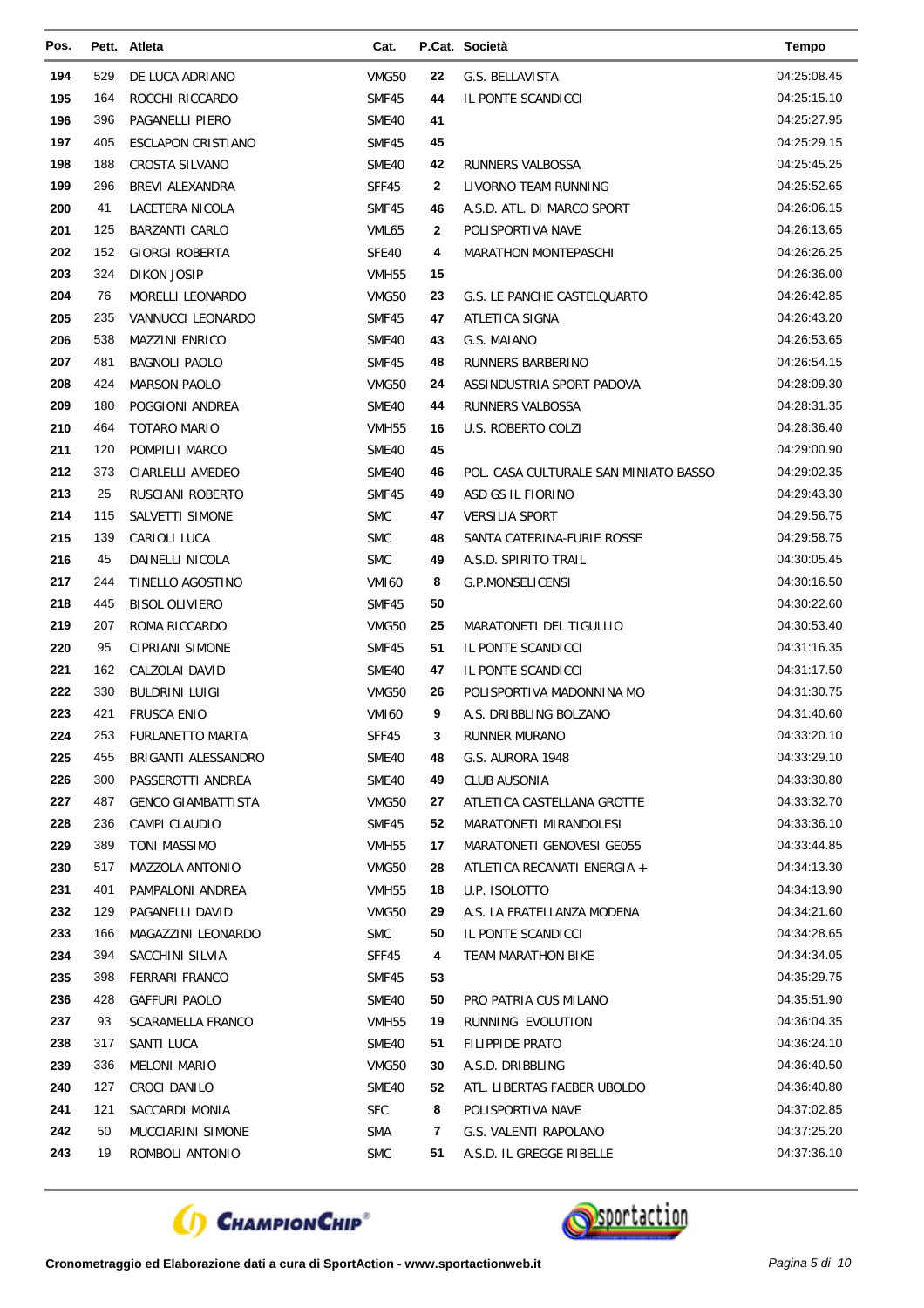| Pos. | Pett. | Atleta | Cat. | P.Cat. | Società | Tempo |
|---|---|---|---|---|---|---|
| 194 | 529 | DE LUCA ADRIANO | VMG50 | 22 | G.S. BELLAVISTA | 04:25:08.45 |
| 195 | 164 | ROCCHI RICCARDO | SMF45 | 44 | IL PONTE SCANDICCI | 04:25:15.10 |
| 196 | 396 | PAGANELLI PIERO | SME40 | 41 | | 04:25:27.95 |
| 197 | 405 | ESCLAPON CRISTIANO | SMF45 | 45 | | 04:25:29.15 |
| 198 | 188 | CROSTA SILVANO | SME40 | 42 | RUNNERS VALBOSSA | 04:25:45.25 |
| 199 | 296 | BREVI ALEXANDRA | SFF45 | 2 | LIVORNO TEAM RUNNING | 04:25:52.65 |
| 200 | 41 | LACETERA NICOLA | SMF45 | 46 | A.S.D. ATL. DI MARCO SPORT | 04:26:06.15 |
| 201 | 125 | BARZANTI CARLO | VML65 | 2 | POLISPORTIVA NAVE | 04:26:13.65 |
| 202 | 152 | GIORGI ROBERTA | SFE40 | 4 | MARATHON MONTEPASCHI | 04:26:26.25 |
| 203 | 324 | DIKON JOSIP | VMH55 | 15 | | 04:26:36.00 |
| 204 | 76 | MORELLI LEONARDO | VMG50 | 23 | G.S. LE PANCHE CASTELQUARTO | 04:26:42.85 |
| 205 | 235 | VANNUCCI LEONARDO | SMF45 | 47 | ATLETICA SIGNA | 04:26:43.20 |
| 206 | 538 | MAZZINI ENRICO | SME40 | 43 | G.S. MAIANO | 04:26:53.65 |
| 207 | 481 | BAGNOLI PAOLO | SMF45 | 48 | RUNNERS BARBERINO | 04:26:54.15 |
| 208 | 424 | MARSON PAOLO | VMG50 | 24 | ASSINDUSTRIA SPORT PADOVA | 04:28:09.30 |
| 209 | 180 | POGGIONI ANDREA | SME40 | 44 | RUNNERS VALBOSSA | 04:28:31.35 |
| 210 | 464 | TOTARO MARIO | VMH55 | 16 | U.S. ROBERTO COLZI | 04:28:36.40 |
| 211 | 120 | POMPILII MARCO | SME40 | 45 | | 04:29:00.90 |
| 212 | 373 | CIARLELLI AMEDEO | SME40 | 46 | POL. CASA CULTURALE SAN MINIATO BASSO | 04:29:02.35 |
| 213 | 25 | RUSCIANI ROBERTO | SMF45 | 49 | ASD GS IL FIORINO | 04:29:43.30 |
| 214 | 115 | SALVETTI SIMONE | SMC | 47 | VERSILIA SPORT | 04:29:56.75 |
| 215 | 139 | CARIOLI LUCA | SMC | 48 | SANTA CATERINA-FURIE ROSSE | 04:29:58.75 |
| 216 | 45 | DAINELLI NICOLA | SMC | 49 | A.S.D. SPIRITO TRAIL | 04:30:05.45 |
| 217 | 244 | TINELLO AGOSTINO | VMI60 | 8 | G.P.MONSELICENSI | 04:30:16.50 |
| 218 | 445 | BISOL OLIVIERO | SMF45 | 50 | | 04:30:22.60 |
| 219 | 207 | ROMA RICCARDO | VMG50 | 25 | MARATONETI DEL TIGULLIO | 04:30:53.40 |
| 220 | 95 | CIPRIANI SIMONE | SMF45 | 51 | IL PONTE SCANDICCI | 04:31:16.35 |
| 221 | 162 | CALZOLAI DAVID | SME40 | 47 | IL PONTE SCANDICCI | 04:31:17.50 |
| 222 | 330 | BULDRINI LUIGI | VMG50 | 26 | POLISPORTIVA MADONNINA MO | 04:31:30.75 |
| 223 | 421 | FRUSCA ENIO | VMI60 | 9 | A.S. DRIBBLING BOLZANO | 04:31:40.60 |
| 224 | 253 | FURLANETTO MARTA | SFF45 | 3 | RUNNER MURANO | 04:33:20.10 |
| 225 | 455 | BRIGANTI ALESSANDRO | SME40 | 48 | G.S. AURORA 1948 | 04:33:29.10 |
| 226 | 300 | PASSEROTTI ANDREA | SME40 | 49 | CLUB AUSONIA | 04:33:30.80 |
| 227 | 487 | GENCO GIAMBATTISTA | VMG50 | 27 | ATLETICA CASTELLANA GROTTE | 04:33:32.70 |
| 228 | 236 | CAMPI CLAUDIO | SMF45 | 52 | MARATONETI MIRANDOLESI | 04:33:36.10 |
| 229 | 389 | TONI MASSIMO | VMH55 | 17 | MARATONETI GENOVESI GE055 | 04:33:44.85 |
| 230 | 517 | MAZZOLA ANTONIO | VMG50 | 28 | ATLETICA RECANATI ENERGIA + | 04:34:13.30 |
| 231 | 401 | PAMPALONI ANDREA | VMH55 | 18 | U.P. ISOLOTTO | 04:34:13.90 |
| 232 | 129 | PAGANELLI DAVID | VMG50 | 29 | A.S. LA FRATELLANZA MODENA | 04:34:21.60 |
| 233 | 166 | MAGAZZINI LEONARDO | SMC | 50 | IL PONTE SCANDICCI | 04:34:28.65 |
| 234 | 394 | SACCHINI SILVIA | SFF45 | 4 | TEAM MARATHON BIKE | 04:34:34.05 |
| 235 | 398 | FERRARI FRANCO | SMF45 | 53 | | 04:35:29.75 |
| 236 | 428 | GAFFURI PAOLO | SME40 | 50 | PRO PATRIA CUS MILANO | 04:35:51.90 |
| 237 | 93 | SCARAMELLA FRANCO | VMH55 | 19 | RUNNING EVOLUTION | 04:36:04.35 |
| 238 | 317 | SANTI LUCA | SME40 | 51 | FILIPPIDE PRATO | 04:36:24.10 |
| 239 | 336 | MELONI MARIO | VMG50 | 30 | A.S.D. DRIBBLING | 04:36:40.50 |
| 240 | 127 | CROCI DANILO | SME40 | 52 | ATL. LIBERTAS FAEBER UBOLDO | 04:36:40.80 |
| 241 | 121 | SACCARDI MONIA | SFC | 8 | POLISPORTIVA NAVE | 04:37:02.85 |
| 242 | 50 | MUCCIARINI SIMONE | SMA | 7 | G.S. VALENTI RAPOLANO | 04:37:25.20 |
| 243 | 19 | ROMBOLI ANTONIO | SMC | 51 | A.S.D. IL GREGGE RIBELLE | 04:37:36.10 |

Cronometraggio ed Elaborazione dati a cura di SportAction - www.sportactionweb.it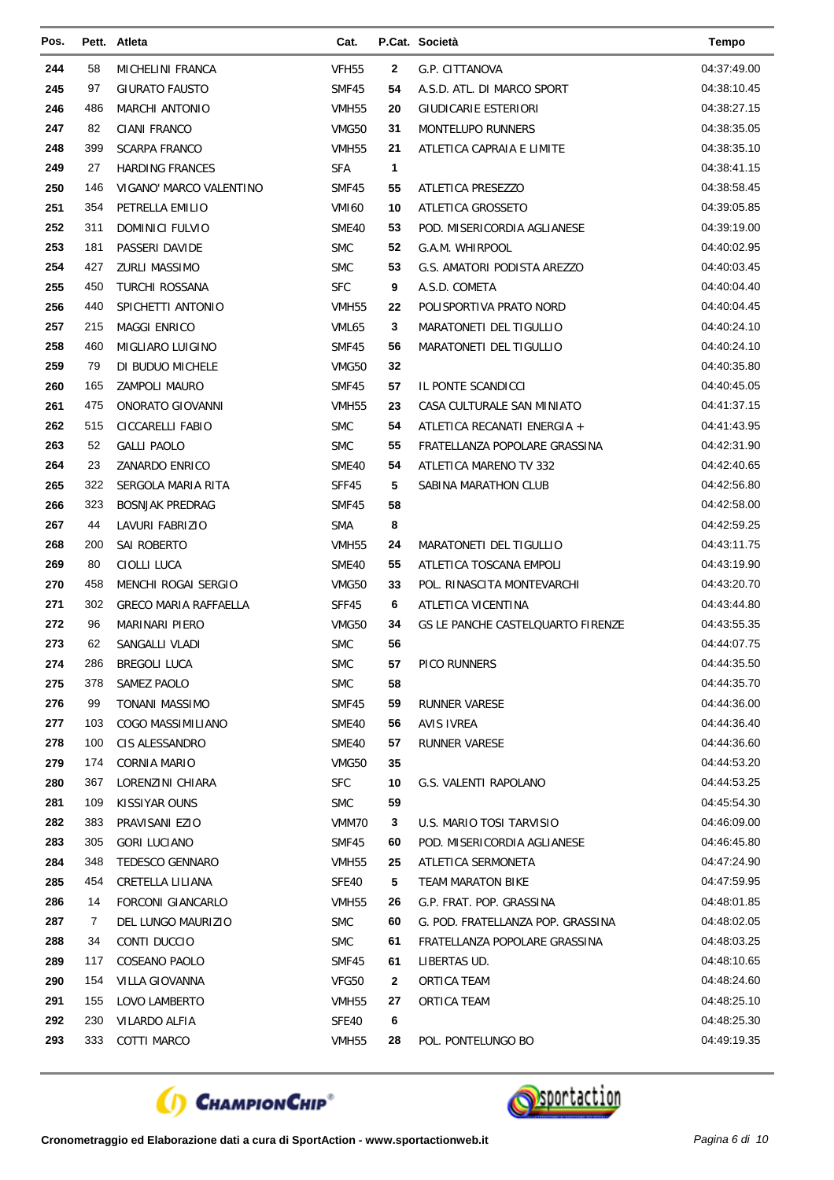| Pos. | Pett. | Atleta | Cat. | P.Cat. | Società | Tempo |
|---|---|---|---|---|---|---|
| 244 | 58 | MICHELINI FRANCA | VFH55 | 2 | G.P. CITTANOVA | 04:37:49.00 |
| 245 | 97 | GIURATO FAUSTO | SMF45 | 54 | A.S.D. ATL. DI MARCO SPORT | 04:38:10.45 |
| 246 | 486 | MARCHI ANTONIO | VMH55 | 20 | GIUDICARIE ESTERIORI | 04:38:27.15 |
| 247 | 82 | CIANI FRANCO | VMG50 | 31 | MONTELUPO RUNNERS | 04:38:35.05 |
| 248 | 399 | SCARPA FRANCO | VMH55 | 21 | ATLETICA CAPRAIA E LIMITE | 04:38:35.10 |
| 249 | 27 | HARDING FRANCES | SFA | 1 | | 04:38:41.15 |
| 250 | 146 | VIGANO' MARCO VALENTINO | SMF45 | 55 | ATLETICA PRESEZZO | 04:38:58.45 |
| 251 | 354 | PETRELLA EMILIO | VMI60 | 10 | ATLETICA GROSSETO | 04:39:05.85 |
| 252 | 311 | DOMINICI FULVIO | SME40 | 53 | POD. MISERICORDIA AGLIANESE | 04:39:19.00 |
| 253 | 181 | PASSERI DAVIDE | SMC | 52 | G.A.M. WHIRPOOL | 04:40:02.95 |
| 254 | 427 | ZURLI MASSIMO | SMC | 53 | G.S. AMATORI PODISTA AREZZO | 04:40:03.45 |
| 255 | 450 | TURCHI ROSSANA | SFC | 9 | A.S.D. COMETA | 04:40:04.40 |
| 256 | 440 | SPICHETTI ANTONIO | VMH55 | 22 | POLISPORTIVA PRATO NORD | 04:40:04.45 |
| 257 | 215 | MAGGI ENRICO | VML65 | 3 | MARATONETI DEL TIGULLIO | 04:40:24.10 |
| 258 | 460 | MIGLIARO LUIGINO | SMF45 | 56 | MARATONETI DEL TIGULLIO | 04:40:24.10 |
| 259 | 79 | DI BUDUO MICHELE | VMG50 | 32 | | 04:40:35.80 |
| 260 | 165 | ZAMPOLI MAURO | SMF45 | 57 | IL PONTE SCANDICCI | 04:40:45.05 |
| 261 | 475 | ONORATO GIOVANNI | VMH55 | 23 | CASA CULTURALE SAN MINIATO | 04:41:37.15 |
| 262 | 515 | CICCARELLI FABIO | SMC | 54 | ATLETICA RECANATI ENERGIA + | 04:41:43.95 |
| 263 | 52 | GALLI PAOLO | SMC | 55 | FRATELLANZA POPOLARE GRASSINA | 04:42:31.90 |
| 264 | 23 | ZANARDO ENRICO | SME40 | 54 | ATLETICA MARENO TV 332 | 04:42:40.65 |
| 265 | 322 | SERGOLA MARIA RITA | SFF45 | 5 | SABINA MARATHON CLUB | 04:42:56.80 |
| 266 | 323 | BOSNJAK PREDRAG | SMF45 | 58 | | 04:42:58.00 |
| 267 | 44 | LAVURI FABRIZIO | SMA | 8 | | 04:42:59.25 |
| 268 | 200 | SAI ROBERTO | VMH55 | 24 | MARATONETI DEL TIGULLIO | 04:43:11.75 |
| 269 | 80 | CIOLLI LUCA | SME40 | 55 | ATLETICA TOSCANA EMPOLI | 04:43:19.90 |
| 270 | 458 | MENCHI ROGAI SERGIO | VMG50 | 33 | POL. RINASCITA MONTEVARCHI | 04:43:20.70 |
| 271 | 302 | GRECO MARIA RAFFAELLA | SFF45 | 6 | ATLETICA VICENTINA | 04:43:44.80 |
| 272 | 96 | MARINARI PIERO | VMG50 | 34 | GS LE PANCHE CASTELQUARTO FIRENZE | 04:43:55.35 |
| 273 | 62 | SANGALLI VLADI | SMC | 56 | | 04:44:07.75 |
| 274 | 286 | BREGOLI LUCA | SMC | 57 | PICO RUNNERS | 04:44:35.50 |
| 275 | 378 | SAMEZ PAOLO | SMC | 58 | | 04:44:35.70 |
| 276 | 99 | TONANI MASSIMO | SMF45 | 59 | RUNNER VARESE | 04:44:36.00 |
| 277 | 103 | COGO MASSIMILIANO | SME40 | 56 | AVIS IVREA | 04:44:36.40 |
| 278 | 100 | CIS ALESSANDRO | SME40 | 57 | RUNNER VARESE | 04:44:36.60 |
| 279 | 174 | CORNIA MARIO | VMG50 | 35 | | 04:44:53.20 |
| 280 | 367 | LORENZINI CHIARA | SFC | 10 | G.S. VALENTI RAPOLANO | 04:44:53.25 |
| 281 | 109 | KISSIYAR OUNS | SMC | 59 | | 04:45:54.30 |
| 282 | 383 | PRAVISANI EZIO | VMM70 | 3 | U.S. MARIO TOSI TARVISIO | 04:46:09.00 |
| 283 | 305 | GORI LUCIANO | SMF45 | 60 | POD. MISERICORDIA AGLIANESE | 04:46:45.80 |
| 284 | 348 | TEDESCO GENNARO | VMH55 | 25 | ATLETICA SERMONETA | 04:47:24.90 |
| 285 | 454 | CRETELLA LILIANA | SFE40 | 5 | TEAM MARATON BIKE | 04:47:59.95 |
| 286 | 14 | FORCONI GIANCARLO | VMH55 | 26 | G.P. FRAT. POP. GRASSINA | 04:48:01.85 |
| 287 | 7 | DEL LUNGO MAURIZIO | SMC | 60 | G. POD. FRATELLANZA POP. GRASSINA | 04:48:02.05 |
| 288 | 34 | CONTI DUCCIO | SMC | 61 | FRATELLANZA POPOLARE GRASSINA | 04:48:03.25 |
| 289 | 117 | COSEANO PAOLO | SMF45 | 61 | LIBERTAS UD. | 04:48:10.65 |
| 290 | 154 | VILLA GIOVANNA | VFG50 | 2 | ORTICA TEAM | 04:48:24.60 |
| 291 | 155 | LOVO LAMBERTO | VMH55 | 27 | ORTICA TEAM | 04:48:25.10 |
| 292 | 230 | VILARDO ALFIA | SFE40 | 6 | | 04:48:25.30 |
| 293 | 333 | COTTI MARCO | VMH55 | 28 | POL. PONTELUNGO BO | 04:49:19.35 |

**Cronometraggio ed Elaborazione dati a cura di SportAction - www.sportactionweb.it**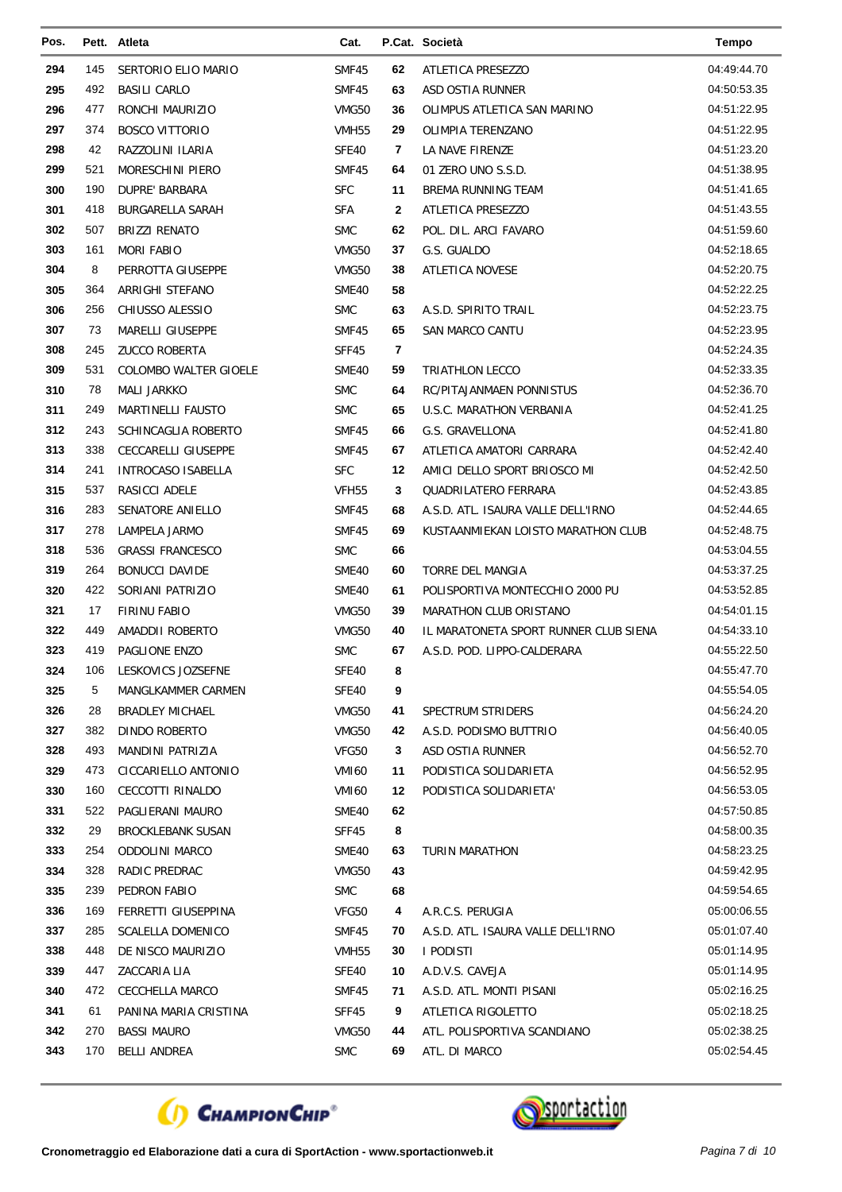| Pos. | Pett. | Atleta | Cat. | P.Cat. | Società | Tempo |
|---|---|---|---|---|---|---|
| 294 | 145 | SERTORIO ELIO MARIO | SMF45 | 62 | ATLETICA PRESEZZO | 04:49:44.70 |
| 295 | 492 | BASILI CARLO | SMF45 | 63 | ASD OSTIA RUNNER | 04:50:53.35 |
| 296 | 477 | RONCHI MAURIZIO | VMG50 | 36 | OLIMPUS ATLETICA SAN MARINO | 04:51:22.95 |
| 297 | 374 | BOSCO VITTORIO | VMH55 | 29 | OLIMPIA TERENZANO | 04:51:22.95 |
| 298 | 42 | RAZZOLINI ILARIA | SFE40 | 7 | LA NAVE FIRENZE | 04:51:23.20 |
| 299 | 521 | MORESCHINI PIERO | SMF45 | 64 | 01 ZERO UNO S.S.D. | 04:51:38.95 |
| 300 | 190 | DUPRE' BARBARA | SFC | 11 | BREMA RUNNING TEAM | 04:51:41.65 |
| 301 | 418 | BURGARELLA SARAH | SFA | 2 | ATLETICA PRESEZZO | 04:51:43.55 |
| 302 | 507 | BRIZZI RENATO | SMC | 62 | POL. DIL. ARCI FAVARO | 04:51:59.60 |
| 303 | 161 | MORI FABIO | VMG50 | 37 | G.S. GUALDO | 04:52:18.65 |
| 304 | 8 | PERROTTA GIUSEPPE | VMG50 | 38 | ATLETICA NOVESE | 04:52:20.75 |
| 305 | 364 | ARRIGHI STEFANO | SME40 | 58 | | 04:52:22.25 |
| 306 | 256 | CHIUSSO ALESSIO | SMC | 63 | A.S.D. SPIRITO TRAIL | 04:52:23.75 |
| 307 | 73 | MARELLI GIUSEPPE | SMF45 | 65 | SAN MARCO CANTU | 04:52:23.95 |
| 308 | 245 | ZUCCO ROBERTA | SFF45 | 7 | | 04:52:24.35 |
| 309 | 531 | COLOMBO WALTER GIOELE | SME40 | 59 | TRIATHLON LECCO | 04:52:33.35 |
| 310 | 78 | MALI JARKKO | SMC | 64 | RC/PITAJANMAEN PONNISTUS | 04:52:36.70 |
| 311 | 249 | MARTINELLI FAUSTO | SMC | 65 | U.S.C. MARATHON VERBANIA | 04:52:41.25 |
| 312 | 243 | SCHINCAGLIA ROBERTO | SMF45 | 66 | G.S. GRAVELLONA | 04:52:41.80 |
| 313 | 338 | CECCARELLI GIUSEPPE | SMF45 | 67 | ATLETICA AMATORI CARRARA | 04:52:42.40 |
| 314 | 241 | INTROCASO ISABELLA | SFC | 12 | AMICI DELLO SPORT BRIOSCO MI | 04:52:42.50 |
| 315 | 537 | RASICCI ADELE | VFH55 | 3 | QUADRILATERO FERRARA | 04:52:43.85 |
| 316 | 283 | SENATORE ANIELLO | SMF45 | 68 | A.S.D. ATL. ISAURA VALLE DELL'IRNO | 04:52:44.65 |
| 317 | 278 | LAMPELA JARMO | SMF45 | 69 | KUSTAANMIEKAN LOISTO MARATHON CLUB | 04:52:48.75 |
| 318 | 536 | GRASSI FRANCESCO | SMC | 66 | | 04:53:04.55 |
| 319 | 264 | BONUCCI DAVIDE | SME40 | 60 | TORRE DEL MANGIA | 04:53:37.25 |
| 320 | 422 | SORIANI PATRIZIO | SME40 | 61 | POLISPORTIVA MONTECCHIO 2000 PU | 04:53:52.85 |
| 321 | 17 | FIRINU FABIO | VMG50 | 39 | MARATHON CLUB ORISTANO | 04:54:01.15 |
| 322 | 449 | AMADDII ROBERTO | VMG50 | 40 | IL MARATONETA SPORT RUNNER CLUB SIENA | 04:54:33.10 |
| 323 | 419 | PAGLIONE ENZO | SMC | 67 | A.S.D. POD. LIPPO-CALDERARA | 04:55:22.50 |
| 324 | 106 | LESKOVICS JOZSEFNE | SFE40 | 8 | | 04:55:47.70 |
| 325 | 5 | MANGLKAMMER CARMEN | SFE40 | 9 | | 04:55:54.05 |
| 326 | 28 | BRADLEY MICHAEL | VMG50 | 41 | SPECTRUM STRIDERS | 04:56:24.20 |
| 327 | 382 | DINDO ROBERTO | VMG50 | 42 | A.S.D. PODISMO BUTTRIO | 04:56:40.05 |
| 328 | 493 | MANDINI PATRIZIA | VFG50 | 3 | ASD OSTIA RUNNER | 04:56:52.70 |
| 329 | 473 | CICCARIELLO ANTONIO | VMI60 | 11 | PODISTICA SOLIDARIETA | 04:56:52.95 |
| 330 | 160 | CECCOTTI RINALDO | VMI60 | 12 | PODISTICA SOLIDARIETA' | 04:56:53.05 |
| 331 | 522 | PAGLIERANI MAURO | SME40 | 62 | | 04:57:50.85 |
| 332 | 29 | BROCKLEBANK SUSAN | SFF45 | 8 | | 04:58:00.35 |
| 333 | 254 | ODDOLINI MARCO | SME40 | 63 | TURIN MARATHON | 04:58:23.25 |
| 334 | 328 | RADIC PREDRAC | VMG50 | 43 | | 04:59:42.95 |
| 335 | 239 | PEDRON FABIO | SMC | 68 | | 04:59:54.65 |
| 336 | 169 | FERRETTI GIUSEPPINA | VFG50 | 4 | A.R.C.S. PERUGIA | 05:00:06.55 |
| 337 | 285 | SCALELLA DOMENICO | SMF45 | 70 | A.S.D. ATL. ISAURA VALLE DELL'IRNO | 05:01:07.40 |
| 338 | 448 | DE NISCO MAURIZIO | VMH55 | 30 | I PODISTI | 05:01:14.95 |
| 339 | 447 | ZACCARIA LIA | SFE40 | 10 | A.D.V.S. CAVEJA | 05:01:14.95 |
| 340 | 472 | CECCHELLA MARCO | SMF45 | 71 | A.S.D. ATL. MONTI PISANI | 05:02:16.25 |
| 341 | 61 | PANINA MARIA CRISTINA | SFF45 | 9 | ATLETICA RIGOLETTO | 05:02:18.25 |
| 342 | 270 | BASSI MAURO | VMG50 | 44 | ATL. POLISPORTIVA SCANDIANO | 05:02:38.25 |
| 343 | 170 | BELLI ANDREA | SMC | 69 | ATL. DI MARCO | 05:02:54.45 |

**Cronometraggio ed Elaborazione dati a cura di SportAction - www.sportactionweb.it**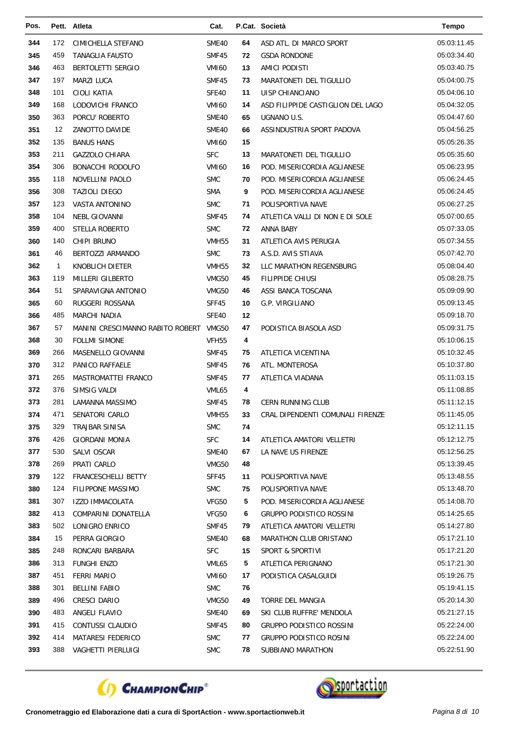| Pos. | Pett. | Atleta | Cat. | P.Cat. | Società | Tempo |
|---|---|---|---|---|---|---|
| 344 | 172 | CIMICHELLA STEFANO | SME40 | 64 | ASD ATL. DI MARCO SPORT | 05:03:11.45 |
| 345 | 459 | TANAGLIA FAUSTO | SMF45 | 72 | GSDA RONDONE | 05:03:34.40 |
| 346 | 463 | BERTOLETTI SERGIO | VMI60 | 13 | AMICI PODISTI | 05:03:40.75 |
| 347 | 197 | MARZI LUCA | SMF45 | 73 | MARATONETI DEL TIGULLIO | 05:04:00.75 |
| 348 | 101 | CIOLI KATIA | SFE40 | 11 | UISP CHIANCIANO | 05:04:06.10 |
| 349 | 168 | LODOVICHI FRANCO | VMI60 | 14 | ASD FILIPPIDE CASTIGLION DEL LAGO | 05:04:32.05 |
| 350 | 363 | PORCU' ROBERTO | SME40 | 65 | UGNANO U.S. | 05:04:47.60 |
| 351 | 12 | ZANOTTO DAVIDE | SME40 | 66 | ASSINDUSTRIA SPORT PADOVA | 05:04:56.25 |
| 352 | 135 | BANUS HANS | VMI60 | 15 | | 05:05:26.35 |
| 353 | 211 | GAZZOLO CHIARA | SFC | 13 | MARATONETI DEL TIGULLIO | 05:05:35.60 |
| 354 | 306 | BONACCHI RODOLFO | VMI60 | 16 | POD. MISERICORDIA AGLIANESE | 05:06:23.95 |
| 355 | 118 | NOVELLINI PAOLO | SMC | 70 | POD. MISERICORDIA AGLIANESE | 05:06:24.45 |
| 356 | 308 | TAZIOLI DIEGO | SMA | 9 | POD. MISERICORDIA AGLIANESE | 05:06:24.45 |
| 357 | 123 | VASTA ANTONINO | SMC | 71 | POLISPORTIVA NAVE | 05:06:27.25 |
| 358 | 104 | NEBL GIOVANNI | SMF45 | 74 | ATLETICA VALLI DI NON E DI SOLE | 05:07:00.65 |
| 359 | 400 | STELLA ROBERTO | SMC | 72 | ANNA BABY | 05:07:33.05 |
| 360 | 140 | CHIPI BRUNO | VMH55 | 31 | ATLETICA AVIS PERUGIA | 05:07:34.55 |
| 361 | 46 | BERTOZZI ARMANDO | SMC | 73 | A.S.D. AVIS STIAVA | 05:07:42.70 |
| 362 | 1 | KNOBLICH DIETER | VMH55 | 32 | LLC MARATHON REGENSBURG | 05:08:04.40 |
| 363 | 119 | MILLERI GILBERTO | VMG50 | 45 | FILIPPIDE CHIUSI | 05:08:28.75 |
| 364 | 51 | SPARAVIGNA ANTONIO | VMG50 | 46 | ASSI BANCA TOSCANA | 05:09:09.90 |
| 365 | 60 | RUGGERI ROSSANA | SFF45 | 10 | G.P. VIRGILIANO | 05:09:13.45 |
| 366 | 485 | MARCHI NADIA | SFE40 | 12 | | 05:09:18.70 |
| 367 | 57 | MANINI CRESCIMANNO RABITO ROBERT | VMG50 | 47 | PODISTICA BIASOLA ASD | 05:09:31.75 |
| 368 | 30 | FOLLMI SIMONE | VFH55 | 4 | | 05:10:06.15 |
| 369 | 266 | MASENELLO GIOVANNI | SMF45 | 75 | ATLETICA VICENTINA | 05:10:32.45 |
| 370 | 312 | PANICO RAFFAELE | SMF45 | 76 | ATL. MONTEROSA | 05:10:37.80 |
| 371 | 265 | MASTROMATTEI FRANCO | SMF45 | 77 | ATLETICA VIADANA | 05:11:03.15 |
| 372 | 376 | SIMSIG VALDI | VML65 | 4 | | 05:11:08.85 |
| 373 | 281 | LAMANNA MASSIMO | SMF45 | 78 | CERN RUNNING CLUB | 05:11:12.15 |
| 374 | 471 | SENATORI CARLO | VMH55 | 33 | CRAL DIPENDENTI COMUNALI FIRENZE | 05:11:45.05 |
| 375 | 329 | TRAJBAR SINISA | SMC | 74 | | 05:12:11.15 |
| 376 | 426 | GIORDANI MONIA | SFC | 14 | ATLETICA AMATORI VELLETRI | 05:12:12.75 |
| 377 | 530 | SALVI OSCAR | SME40 | 67 | LA NAVE US FIRENZE | 05:12:56.25 |
| 378 | 269 | PRATI CARLO | VMG50 | 48 | | 05:13:39.45 |
| 379 | 122 | FRANCESCHELLI BETTY | SFF45 | 11 | POLISPORTIVA NAVE | 05:13:48.55 |
| 380 | 124 | FILIPPONE MASSIMO | SMC | 75 | POLISPORTIVA NAVE | 05:13:48.70 |
| 381 | 307 | IZZO IMMACOLATA | VFG50 | 5 | POD. MISERICORDIA AGLIANESE | 05:14:08.70 |
| 382 | 413 | COMPARINI DONATELLA | VFG50 | 6 | GRUPPO PODISTICO ROSSINI | 05:14:25.65 |
| 383 | 502 | LONIGRO ENRICO | SMF45 | 79 | ATLETICA AMATORI VELLETRI | 05:14:27.80 |
| 384 | 15 | PERRA GIORGIO | SME40 | 68 | MARATHON CLUB ORISTANO | 05:17:21.10 |
| 385 | 248 | RONCARI BARBARA | SFC | 15 | SPORT & SPORTIVI | 05:17:21.20 |
| 386 | 313 | FUNGHI ENZO | VML65 | 5 | ATLETICA PERIGNANO | 05:17:21.30 |
| 387 | 451 | FERRI MARIO | VMI60 | 17 | PODISTICA CASALGUIDI | 05:19:26.75 |
| 388 | 301 | BELLINI FABIO | SMC | 76 | | 05:19:41.15 |
| 389 | 496 | CRESCI DARIO | VMG50 | 49 | TORRE DEL MANGIA | 05:20:14.30 |
| 390 | 483 | ANGELI FLAVIO | SME40 | 69 | SKI CLUB RUFFRE' MENDOLA | 05:21:27.15 |
| 391 | 415 | CONTUSSI CLAUDIO | SMF45 | 80 | GRUPPO PODISTICO ROSSINI | 05:22:24.00 |
| 392 | 414 | MATARESI FEDERICO | SMC | 77 | GRUPPO PODISTICO ROSINI | 05:22:24.00 |
| 393 | 388 | VAGHETTI PIERLUIGI | SMC | 78 | SUBBIANO MARATHON | 05:22:51.90 |

Cronometraggio ed Elaborazione dati a cura di SportAction - www.sportactionweb.it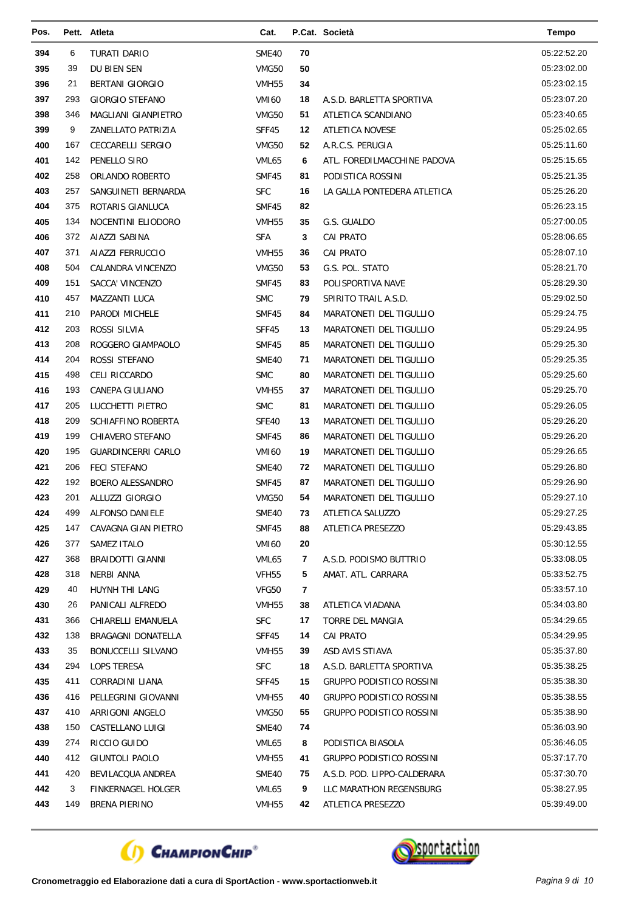| Pos. | Pett. | Atleta | Cat. | P.Cat. | Società | Tempo |
|---|---|---|---|---|---|---|
| 394 | 6 | TURATI DARIO | SME40 | 70 | | 05:22:52.20 |
| 395 | 39 | DU BIEN SEN | VMG50 | 50 | | 05:23:02.00 |
| 396 | 21 | BERTANI GIORGIO | VMH55 | 34 | | 05:23:02.15 |
| 397 | 293 | GIORGIO STEFANO | VMI60 | 18 | A.S.D. BARLETTA SPORTIVA | 05:23:07.20 |
| 398 | 346 | MAGLIANI GIANPIETRO | VMG50 | 51 | ATLETICA SCANDIANO | 05:23:40.65 |
| 399 | 9 | ZANELLATO PATRIZIA | SFF45 | 12 | ATLETICA NOVESE | 05:25:02.65 |
| 400 | 167 | CECCARELLI SERGIO | VMG50 | 52 | A.R.C.S. PERUGIA | 05:25:11.60 |
| 401 | 142 | PENELLO SIRO | VML65 | 6 | ATL. FOREDILMACCHINE PADOVA | 05:25:15.65 |
| 402 | 258 | ORLANDO ROBERTO | SMF45 | 81 | PODISTICA ROSSINI | 05:25:21.35 |
| 403 | 257 | SANGUINETI BERNARDA | SFC | 16 | LA GALLA PONTEDERA ATLETICA | 05:25:26.20 |
| 404 | 375 | ROTARIS GIANLUCA | SMF45 | 82 | | 05:26:23.15 |
| 405 | 134 | NOCENTINI ELIODORO | VMH55 | 35 | G.S. GUALDO | 05:27:00.05 |
| 406 | 372 | AIAZZI SABINA | SFA | 3 | CAI PRATO | 05:28:06.65 |
| 407 | 371 | AIAZZI FERRUCCIO | VMH55 | 36 | CAI PRATO | 05:28:07.10 |
| 408 | 504 | CALANDRA VINCENZO | VMG50 | 53 | G.S. POL. STATO | 05:28:21.70 |
| 409 | 151 | SACCA' VINCENZO | SMF45 | 83 | POLISPORTIVA NAVE | 05:28:29.30 |
| 410 | 457 | MAZZANTI LUCA | SMC | 79 | SPIRITO TRAIL A.S.D. | 05:29:02.50 |
| 411 | 210 | PARODI MICHELE | SMF45 | 84 | MARATONETI DEL TIGULLIO | 05:29:24.75 |
| 412 | 203 | ROSSI SILVIA | SFF45 | 13 | MARATONETI DEL TIGULLIO | 05:29:24.95 |
| 413 | 208 | ROGGERO GIAMPAOLO | SMF45 | 85 | MARATONETI DEL TIGULLIO | 05:29:25.30 |
| 414 | 204 | ROSSI STEFANO | SME40 | 71 | MARATONETI DEL TIGULLIO | 05:29:25.35 |
| 415 | 498 | CELI RICCARDO | SMC | 80 | MARATONETI DEL TIGULLIO | 05:29:25.60 |
| 416 | 193 | CANEPA GIULIANO | VMH55 | 37 | MARATONETI DEL TIGULLIO | 05:29:25.70 |
| 417 | 205 | LUCCHETTI PIETRO | SMC | 81 | MARATONETI DEL TIGULLIO | 05:29:26.05 |
| 418 | 209 | SCHIAFFINO ROBERTA | SFE40 | 13 | MARATONETI DEL TIGULLIO | 05:29:26.20 |
| 419 | 199 | CHIAVERO STEFANO | SMF45 | 86 | MARATONETI DEL TIGULLIO | 05:29:26.20 |
| 420 | 195 | GUARDINCERRI CARLO | VMI60 | 19 | MARATONETI DEL TIGULLIO | 05:29:26.65 |
| 421 | 206 | FECI STEFANO | SME40 | 72 | MARATONETI DEL TIGULLIO | 05:29:26.80 |
| 422 | 192 | BOERO ALESSANDRO | SMF45 | 87 | MARATONETI DEL TIGULLIO | 05:29:26.90 |
| 423 | 201 | ALLUZZI GIORGIO | VMG50 | 54 | MARATONETI DEL TIGULLIO | 05:29:27.10 |
| 424 | 499 | ALFONSO DANIELE | SME40 | 73 | ATLETICA SALUZZO | 05:29:27.25 |
| 425 | 147 | CAVAGNA GIAN PIETRO | SMF45 | 88 | ATLETICA PRESEZZO | 05:29:43.85 |
| 426 | 377 | SAMEZ ITALO | VMI60 | 20 | | 05:30:12.55 |
| 427 | 368 | BRAIDOTTI GIANNI | VML65 | 7 | A.S.D. PODISMO BUTTRIO | 05:33:08.05 |
| 428 | 318 | NERBI ANNA | VFH55 | 5 | AMAT. ATL. CARRARA | 05:33:52.75 |
| 429 | 40 | HUYNH THI LANG | VFG50 | 7 | | 05:33:57.10 |
| 430 | 26 | PANICALI ALFREDO | VMH55 | 38 | ATLETICA VIADANA | 05:34:03.80 |
| 431 | 366 | CHIARELLI EMANUELA | SFC | 17 | TORRE DEL MANGIA | 05:34:29.65 |
| 432 | 138 | BRAGAGNI DONATELLA | SFF45 | 14 | CAI PRATO | 05:34:29.95 |
| 433 | 35 | BONUCCELLI SILVANO | VMH55 | 39 | ASD AVIS STIAVA | 05:35:37.80 |
| 434 | 294 | LOPS TERESA | SFC | 18 | A.S.D. BARLETTA SPORTIVA | 05:35:38.25 |
| 435 | 411 | CORRADINI LIANA | SFF45 | 15 | GRUPPO PODISTICO ROSSINI | 05:35:38.30 |
| 436 | 416 | PELLEGRINI GIOVANNI | VMH55 | 40 | GRUPPO PODISTICO ROSSINI | 05:35:38.55 |
| 437 | 410 | ARRIGONI ANGELO | VMG50 | 55 | GRUPPO PODISTICO ROSSINI | 05:35:38.90 |
| 438 | 150 | CASTELLANO LUIGI | SME40 | 74 | | 05:36:03.90 |
| 439 | 274 | RICCIO GUIDO | VML65 | 8 | PODISTICA BIASOLA | 05:36:46.05 |
| 440 | 412 | GIUNTOLI PAOLO | VMH55 | 41 | GRUPPO PODISTICO ROSSINI | 05:37:17.70 |
| 441 | 420 | BEVILACQUA ANDREA | SME40 | 75 | A.S.D. POD. LIPPO-CALDERARA | 05:37:30.70 |
| 442 | 3 | FINKERNAGEL HOLGER | VML65 | 9 | LLC MARATHON REGENSBURG | 05:38:27.95 |
| 443 | 149 | BRENA PIERINO | VMH55 | 42 | ATLETICA PRESEZZO | 05:39:49.00 |

**Cronometraggio ed Elaborazione dati a cura di SportAction - www.sportactionweb.it**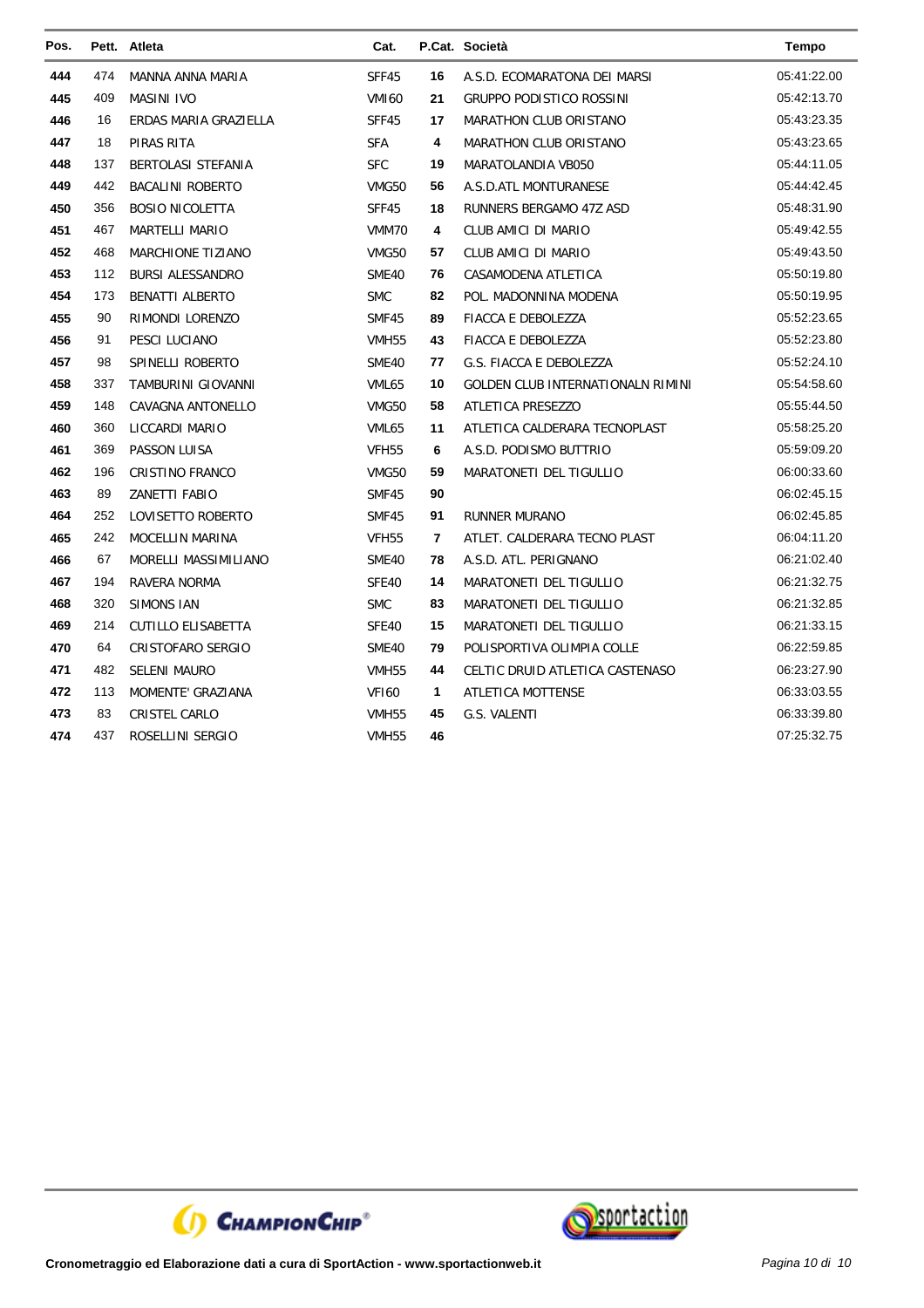| Pos. | Pett. | Atleta | Cat. | P.Cat. | Società | Tempo |
|---|---|---|---|---|---|---|
| 444 | 474 | MANNA ANNA MARIA | SFF45 | 16 | A.S.D. ECOMARATONA DEI MARSI | 05:41:22.00 |
| 445 | 409 | MASINI IVO | VMI60 | 21 | GRUPPO PODISTICO ROSSINI | 05:42:13.70 |
| 446 | 16 | ERDAS MARIA GRAZIELLA | SFF45 | 17 | MARATHON CLUB ORISTANO | 05:43:23.35 |
| 447 | 18 | PIRAS RITA | SFA | 4 | MARATHON CLUB ORISTANO | 05:43:23.65 |
| 448 | 137 | BERTOLASI STEFANIA | SFC | 19 | MARATOLANDIA VB050 | 05:44:11.05 |
| 449 | 442 | BACALINI ROBERTO | VMG50 | 56 | A.S.D.ATL MONTURANESE | 05:44:42.45 |
| 450 | 356 | BOSIO NICOLETTA | SFF45 | 18 | RUNNERS BERGAMO 47Z ASD | 05:48:31.90 |
| 451 | 467 | MARTELLI MARIO | VMM70 | 4 | CLUB AMICI DI MARIO | 05:49:42.55 |
| 452 | 468 | MARCHIONE TIZIANO | VMG50 | 57 | CLUB AMICI DI MARIO | 05:49:43.50 |
| 453 | 112 | BURSI ALESSANDRO | SME40 | 76 | CASAMODENA ATLETICA | 05:50:19.80 |
| 454 | 173 | BENATTI ALBERTO | SMC | 82 | POL. MADONNINA MODENA | 05:50:19.95 |
| 455 | 90 | RIMONDI LORENZO | SMF45 | 89 | FIACCA E DEBOLEZZA | 05:52:23.65 |
| 456 | 91 | PESCI LUCIANO | VMH55 | 43 | FIACCA E DEBOLEZZA | 05:52:23.80 |
| 457 | 98 | SPINELLI ROBERTO | SME40 | 77 | G.S. FIACCA E DEBOLEZZA | 05:52:24.10 |
| 458 | 337 | TAMBURINI GIOVANNI | VML65 | 10 | GOLDEN CLUB INTERNATIONALN RIMINI | 05:54:58.60 |
| 459 | 148 | CAVAGNA ANTONELLO | VMG50 | 58 | ATLETICA PRESEZZO | 05:55:44.50 |
| 460 | 360 | LICCARDI MARIO | VML65 | 11 | ATLETICA CALDERARA TECNOPLAST | 05:58:25.20 |
| 461 | 369 | PASSON LUISA | VFH55 | 6 | A.S.D. PODISMO BUTTRIO | 05:59:09.20 |
| 462 | 196 | CRISTINO FRANCO | VMG50 | 59 | MARATONETI DEL TIGULLIO | 06:00:33.60 |
| 463 | 89 | ZANETTI FABIO | SMF45 | 90 | | 06:02:45.15 |
| 464 | 252 | LOVISETTO ROBERTO | SMF45 | 91 | RUNNER MURANO | 06:02:45.85 |
| 465 | 242 | MOCELLIN MARINA | VFH55 | 7 | ATLET. CALDERARA TECNO PLAST | 06:04:11.20 |
| 466 | 67 | MORELLI MASSIMILIANO | SME40 | 78 | A.S.D. ATL. PERIGNANO | 06:21:02.40 |
| 467 | 194 | RAVERA NORMA | SFE40 | 14 | MARATONETI DEL TIGULLIO | 06:21:32.75 |
| 468 | 320 | SIMONS IAN | SMC | 83 | MARATONETI DEL TIGULLIO | 06:21:32.85 |
| 469 | 214 | CUTILLO ELISABETTA | SFE40 | 15 | MARATONETI DEL TIGULLIO | 06:21:33.15 |
| 470 | 64 | CRISTOFARO SERGIO | SME40 | 79 | POLISPORTIVA OLIMPIA COLLE | 06:22:59.85 |
| 471 | 482 | SELENI MAURO | VMH55 | 44 | CELTIC DRUID ATLETICA CASTENASO | 06:23:27.90 |
| 472 | 113 | MOMENTE' GRAZIANA | VFI60 | 1 | ATLETICA MOTTENSE | 06:33:03.55 |
| 473 | 83 | CRISTEL CARLO | VMH55 | 45 | G.S. VALENTI | 06:33:39.80 |
| 474 | 437 | ROSELLINI SERGIO | VMH55 | 46 | | 07:25:32.75 |

Cronometraggio ed Elaborazione dati a cura di SportAction - www.sportactionweb.it